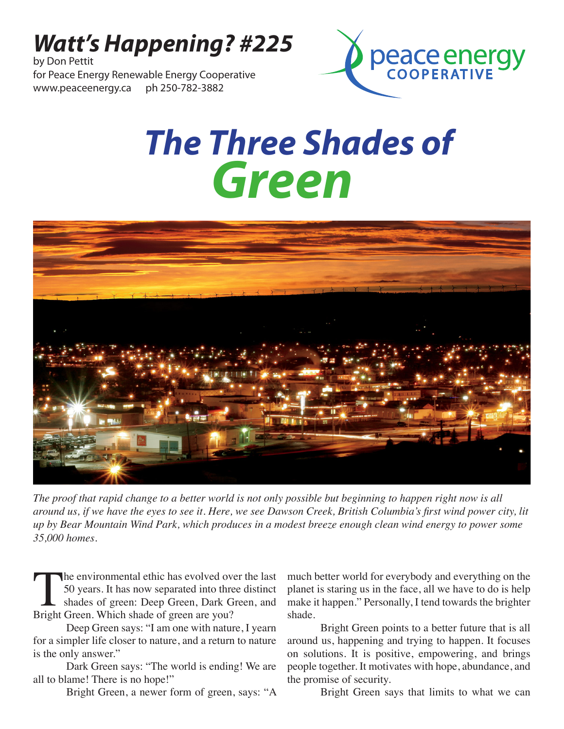# *Watt's Happening? #225*

by Don Pettit
for Peace Energy Renewable Energy Cooperative
www.peaceenergy.ca ph 250-782-3882

# *The Three Shades of Green*

*The proof that rapid change to a better world is not only possible but beginning to happen right now is all around us, if we have the eyes to see it. Here, we see Dawson Creek, British Columbia's first wind power city, lit up by Bear Mountain Wind Park, which produces in a modest breeze enough clean wind energy to power some 35,000 homes.*

The environmental ethic has evolved over the last 50 years. It has now separated into three distinct shades of green: Deep Green, Dark Green, and Bright Green. Which shade of green are you?

Deep Green says: "I am one with nature, I yearn for a simpler life closer to nature, and a return to nature is the only answer."

Dark Green says: "The world is ending! We are all to blame! There is no hope!"

Bright Green, a newer form of green, says: "A much better world for everybody and everything on the planet is staring us in the face, all we have to do is help make it happen." Personally, I tend towards the brighter shade.

Bright Green points to a better future that is all around us, happening and trying to happen. It focuses on solutions. It is positive, empowering, and brings people together. It motivates with hope, abundance, and the promise of security.

Bright Green says that limits to what we can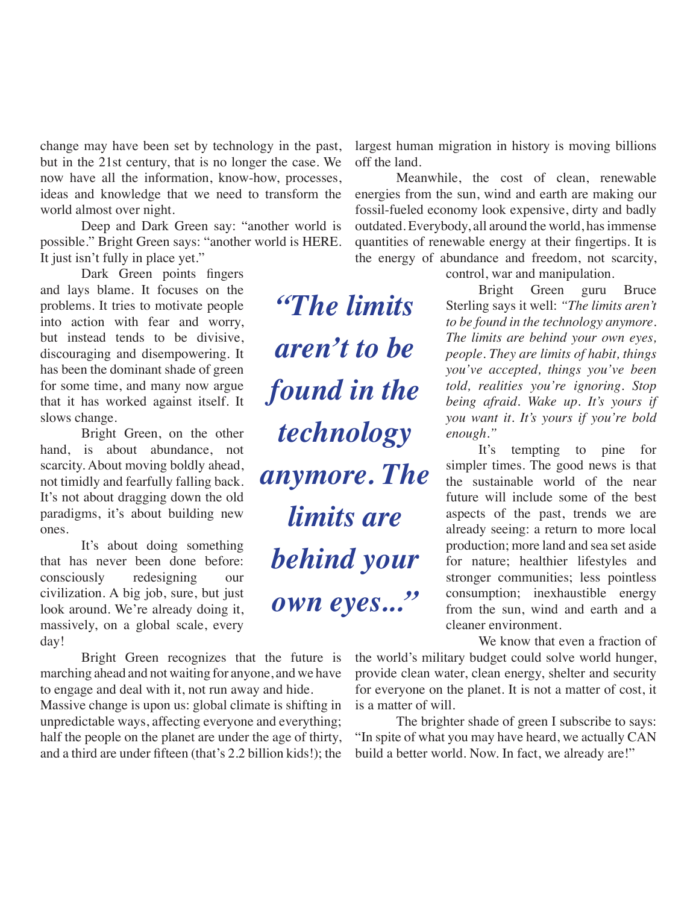change may have been set by technology in the past, but in the 21st century, that is no longer the case. We now have all the information, know-how, processes, ideas and knowledge that we need to transform the world almost over night.

Deep and Dark Green say: "another world is possible." Bright Green says: "another world is HERE. It just isn't fully in place yet."

Dark Green points fingers and lays blame. It focuses on the problems. It tries to motivate people into action with fear and worry, but instead tends to be divisive, discouraging and disempowering. It has been the dominant shade of green for some time, and many now argue that it has worked against itself. It slows change.

Bright Green, on the other hand, is about abundance, not scarcity. About moving boldly ahead, not timidly and fearfully falling back. It's not about dragging down the old paradigms, it's about building new ones.

It's about doing something that has never been done before: consciously redesigning our civilization. A big job, sure, but just look around. We're already doing it, massively, on a global scale, every day!

Bright Green recognizes that the future is marching ahead and not waiting for anyone, and we have to engage and deal with it, not run away and hide.

Massive change is upon us: global climate is shifting in unpredictable ways, affecting everyone and everything; half the people on the planet are under the age of thirty, and a third are under fifteen (that's 2.2 billion kids!); the largest human migration in history is moving billions off the land.

Meanwhile, the cost of clean, renewable energies from the sun, wind and earth are making our fossil-fueled economy look expensive, dirty and badly outdated. Everybody, all around the world, has immense quantities of renewable energy at their fingertips. It is the energy of abundance and freedom, not scarcity, control, war and manipulation.

***"The limits aren't to be found in the technology anymore. The limits are behind your own eyes..."***

Bright Green guru Bruce Sterling says it well: *"The limits aren't to be found in the technology anymore. The limits are behind your own eyes, people. They are limits of habit, things you've accepted, things you've been told, realities you're ignoring. Stop being afraid. Wake up. It's yours if you want it. It's yours if you're bold enough."*

It's tempting to pine for simpler times. The good news is that the sustainable world of the near future will include some of the best aspects of the past, trends we are already seeing: a return to more local production; more land and sea set aside for nature; healthier lifestyles and stronger communities; less pointless consumption; inexhaustible energy from the sun, wind and earth and a cleaner environment.

We know that even a fraction of the world's military budget could solve world hunger, provide clean water, clean energy, shelter and security for everyone on the planet. It is not a matter of cost, it is a matter of will.

The brighter shade of green I subscribe to says: "In spite of what you may have heard, we actually CAN build a better world. Now. In fact, we already are!"